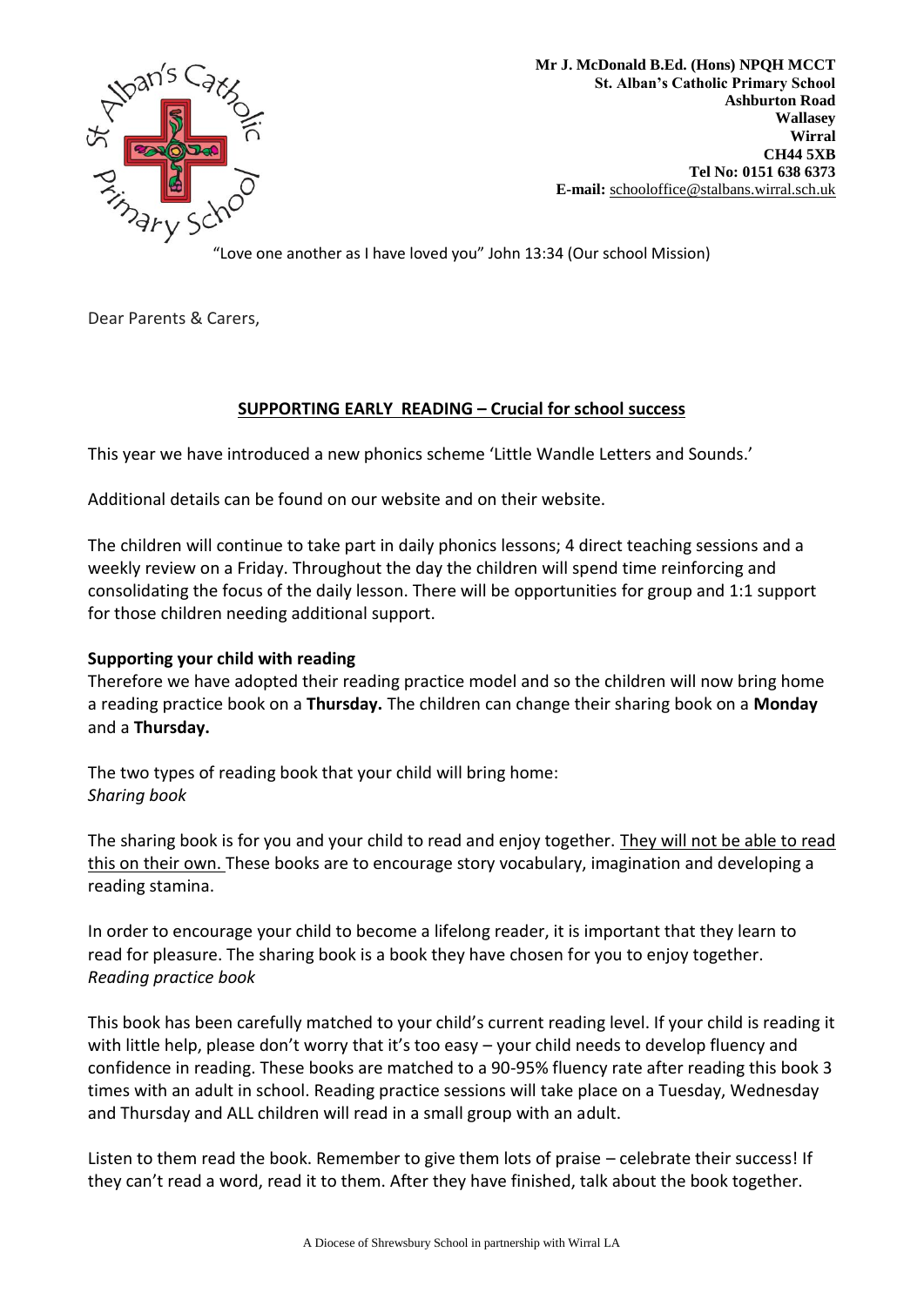Mr J. McDonald B.Ed. (Hons) NPQH MCCT
St. Alban's Catholic Primary School
Ashburton Road
Wallasey
Wirral
CH44 5XB
Tel No: 0151 638 6373
E-mail: schooloffice@stalbans.wirral.sch.uk

"Love one another as I have loved you" John 13:34 (Our school Mission)

Dear Parents & Carers,

## SUPPORTING EARLY READING – Crucial for school success

This year we have introduced a new phonics scheme 'Little Wandle Letters and Sounds.'

Additional details can be found on our website and on their website.

The children will continue to take part in daily phonics lessons; 4 direct teaching sessions and a weekly review on a Friday. Throughout the day the children will spend time reinforcing and consolidating the focus of the daily lesson. There will be opportunities for group and 1:1 support for those children needing additional support.

**Supporting your child with reading**

Therefore we have adopted their reading practice model and so the children will now bring home a reading practice book on a **Thursday.** The children can change their sharing book on a **Monday** and a **Thursday.**

The two types of reading book that your child will bring home:

*Sharing book*

The sharing book is for you and your child to read and enjoy together. They will not be able to read this on their own. These books are to encourage story vocabulary, imagination and developing a reading stamina.

In order to encourage your child to become a lifelong reader, it is important that they learn to read for pleasure. The sharing book is a book they have chosen for you to enjoy together.

*Reading practice book*

This book has been carefully matched to your child's current reading level. If your child is reading it with little help, please don't worry that it's too easy – your child needs to develop fluency and confidence in reading. These books are matched to a 90-95% fluency rate after reading this book 3 times with an adult in school. Reading practice sessions will take place on a Tuesday, Wednesday and Thursday and ALL children will read in a small group with an adult.

Listen to them read the book. Remember to give them lots of praise – celebrate their success! If they can't read a word, read it to them. After they have finished, talk about the book together.

A Diocese of Shrewsbury School in partnership with Wirral LA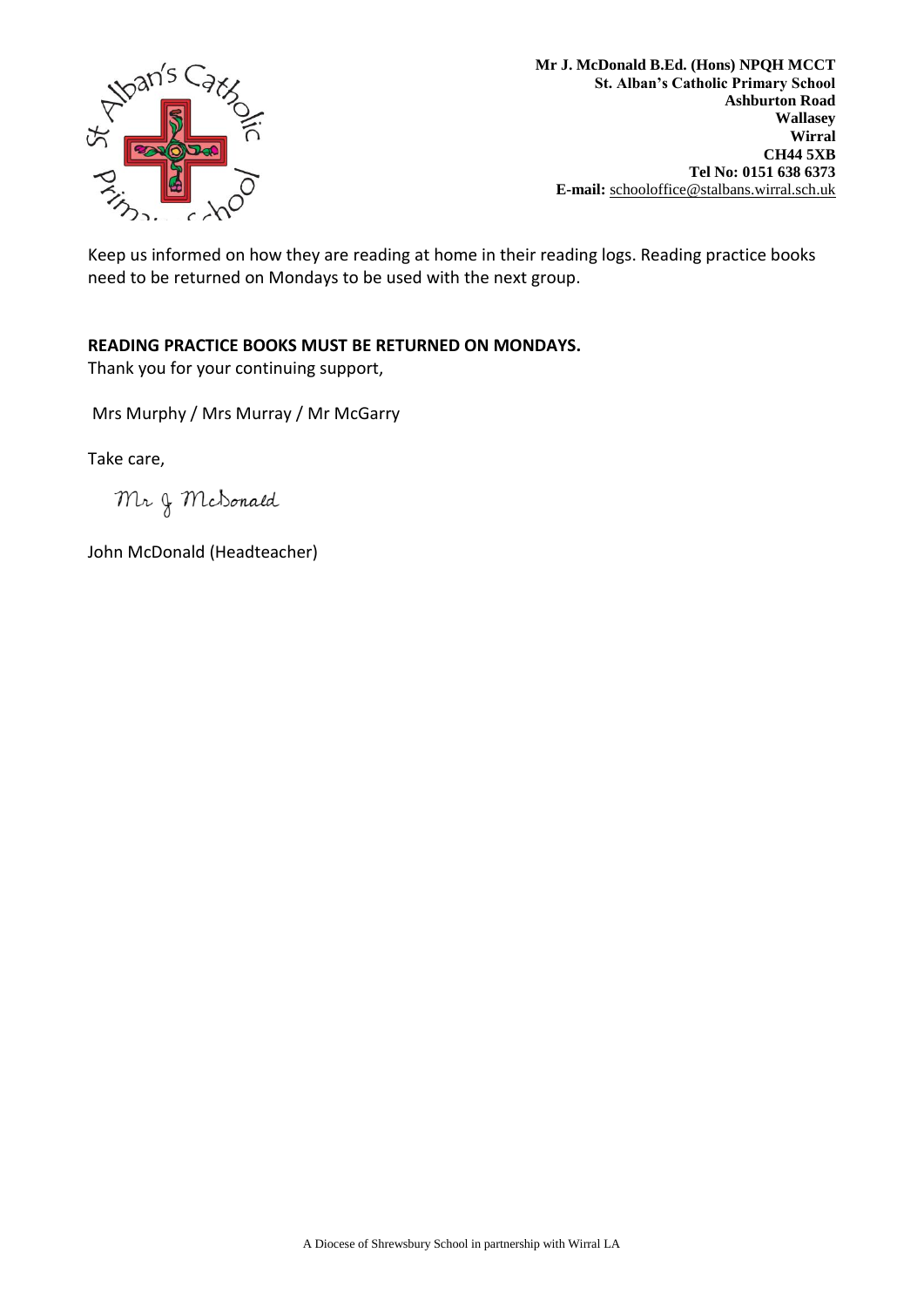**Mr J. McDonald B.Ed. (Hons) NPQH MCCT**
**St. Alban's Catholic Primary School**
**Ashburton Road**
**Wallasey**
**Wirral**
**CH44 5XB**
**Tel No: 0151 638 6373**
**E-mail:** schooloffice@stalbans.wirral.sch.uk

Keep us informed on how they are reading at home in their reading logs. Reading practice books need to be returned on Mondays to be used with the next group.

**READING PRACTICE BOOKS MUST BE RETURNED ON MONDAYS.**

Thank you for your continuing support,

Mrs Murphy / Mrs Murray / Mr McGarry

Take care,

Mr J McDonald

John McDonald (Headteacher)

A Diocese of Shrewsbury School in partnership with Wirral LA